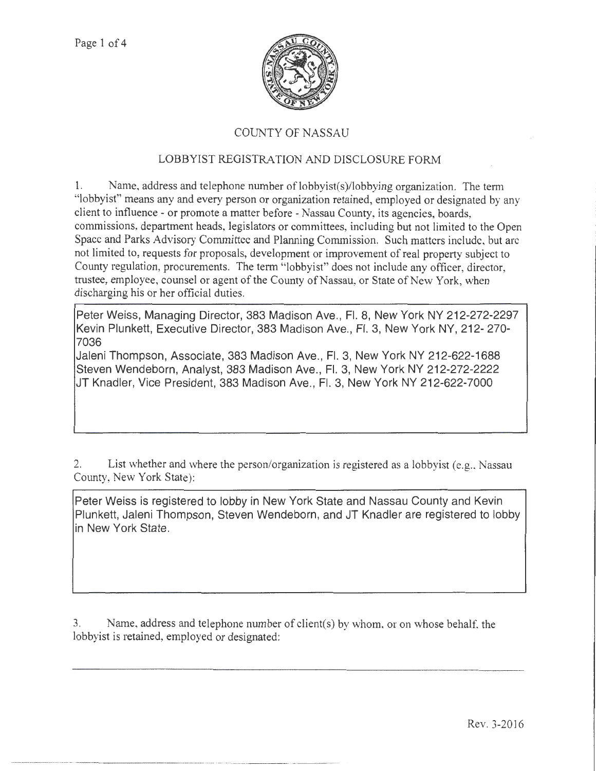# COUNTY OF NASSAU

## LOBBYIST REGISTRATION AND DISCLOSURE FORM

1. Name, address and telephone number of lobbyist(s)/lobbying organization. The term "lobbyist" means any and every person or organization retained, employed or designated by any client to influence - or promote a matter before - Nassau County, its agencies, boards, commissions, department heads, legislators or committees, including but not limited to the Open Space and Parks Advisory Committee and Planning Commission. Such matters include, but are not limited to, requests for proposals, development or improvement of real property subject to County regulation, procurements. The term "lobbyist" does not include any officer, director, trustee, employee, counsel or agent of the County of Nassau, or State of New York, when discharging his or her official duties.

Peter Weiss, Managing Director, 383 Madison Ave., Fl. 8, New York NY 212-272-2297
Kevin Plunkett, Executive Director, 383 Madison Ave., Fl. 3, New York NY, 212- 270-7036
Jaleni Thompson, Associate, 383 Madison Ave., Fl. 3, New York NY 212-622-1688
Steven Wendeborn, Analyst, 383 Madison Ave., Fl. 3, New York NY 212-272-2222
JT Knadler, Vice President, 383 Madison Ave., Fl. 3, New York NY 212-622-7000

2. List whether and where the person/organization is registered as a lobbyist (e.g., Nassau County, New York State):

Peter Weiss is registered to lobby in New York State and Nassau County and Kevin Plunkett, Jaleni Thompson, Steven Wendeborn, and JT Knadler are registered to lobby in New York State.

3. Name, address and telephone number of client(s) by whom, or on whose behalf, the lobbyist is retained, employed or designated:

Rev. 3-2016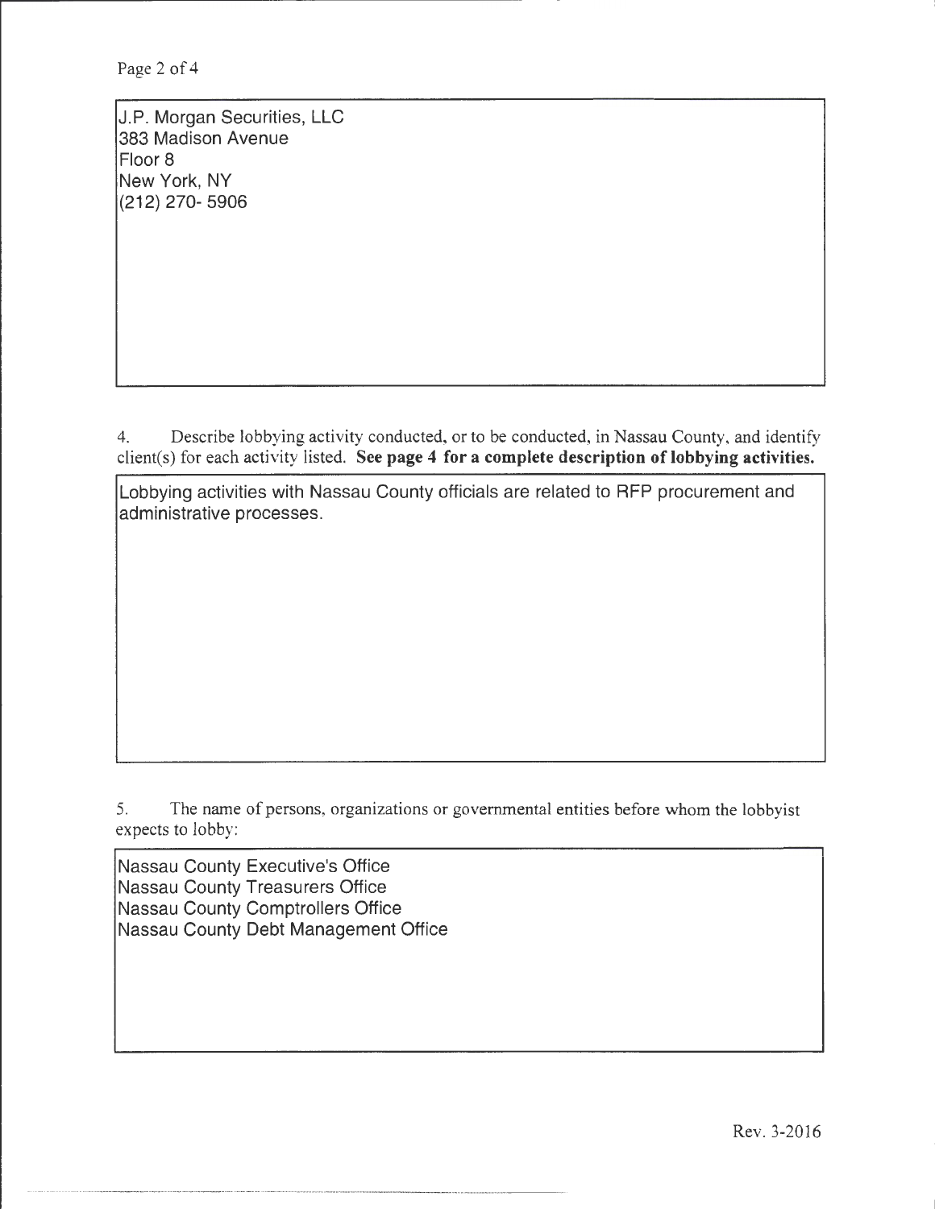J.P. Morgan Securities, LLC
383 Madison Avenue
Floor 8
New York, NY
(212) 270- 5906

4. Describe lobbying activity conducted, or to be conducted, in Nassau County, and identify client(s) for each activity listed. **See page 4 for a complete description of lobbying activities.**

Lobbying activities with Nassau County officials are related to RFP procurement and administrative processes.

5. The name of persons, organizations or governmental entities before whom the lobbyist expects to lobby:

Nassau County Executive's Office
Nassau County Treasurers Office
Nassau County Comptrollers Office
Nassau County Debt Management Office

Rev. 3-2016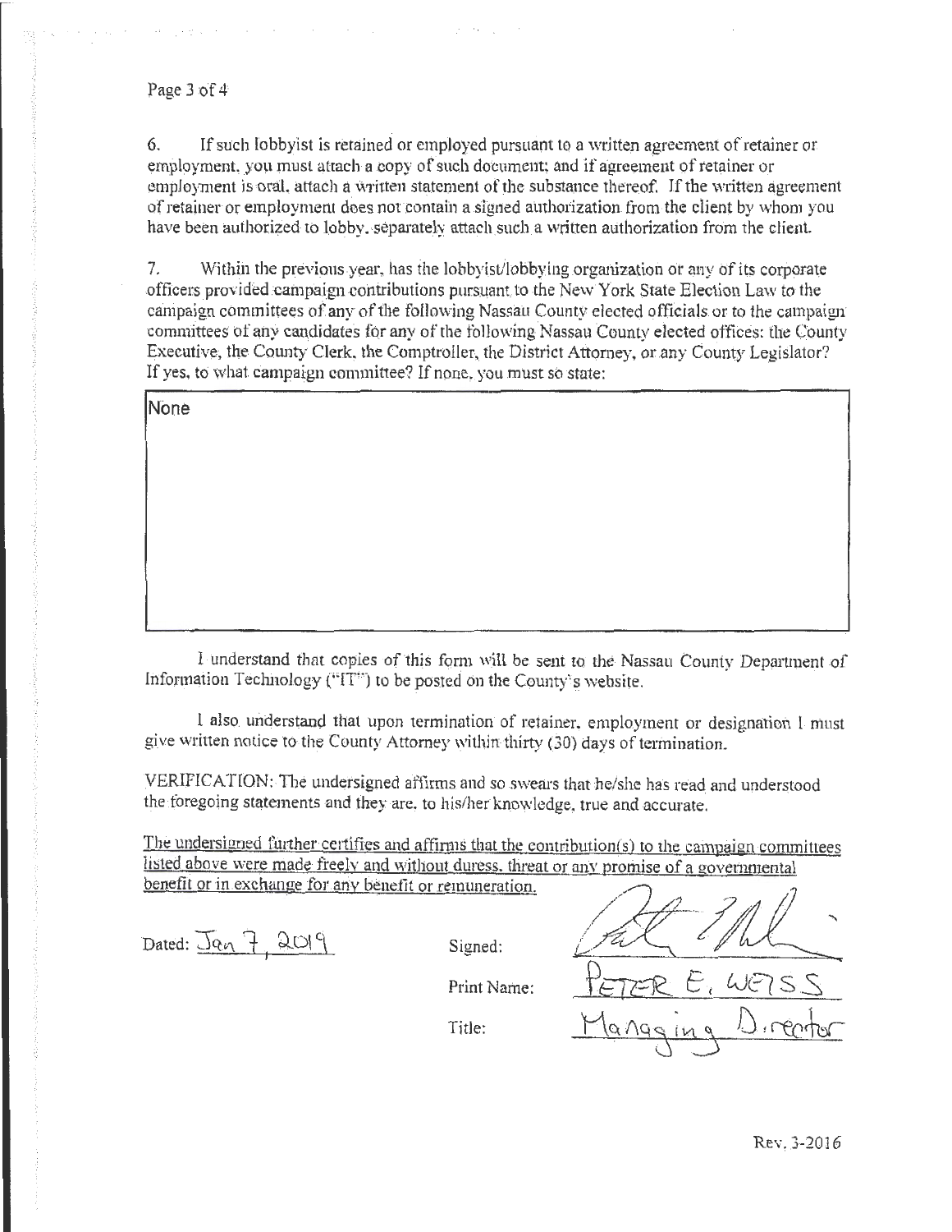6. If such lobbyist is retained or employed pursuant to a written agreement of retainer or employment, you must attach a copy of such document; and if agreement of retainer or employment is oral, attach a written statement of the substance thereof. If the written agreement of retainer or employment does not contain a signed authorization from the client by whom you have been authorized to lobby, separately attach such a written authorization from the client.

7. Within the previous year, has the lobbyist/lobbying organization or any of its corporate officers provided campaign contributions pursuant to the New York State Election Law to the campaign committees of any of the following Nassau County elected officials or to the campaign committees of any candidates for any of the following Nassau County elected offices: the County Executive, the County Clerk, the Comptroller, the District Attorney, or any County Legislator? If yes, to what campaign committee? If none, you must so state:

None

I understand that copies of this form will be sent to the Nassau County Department of Information Technology ("IT") to be posted on the County's website.

I also understand that upon termination of retainer, employment or designation I must give written notice to the County Attorney within thirty (30) days of termination.

VERIFICATION: The undersigned affirms and so swears that he/she has read and understood the foregoing statements and they are, to his/her knowledge, true and accurate.

<u>The undersigned further certifies and affirms that the contribution(s) to the campaign committees listed above were made freely and without duress, threat or any promise of a governmental benefit or in exchange for any benefit or remuneration.</u>

Dated: Jan 7, 2019

Signed: [signature]

Print Name: PETER E. WEISS

Title: Managing Director

Rev. 3-2016